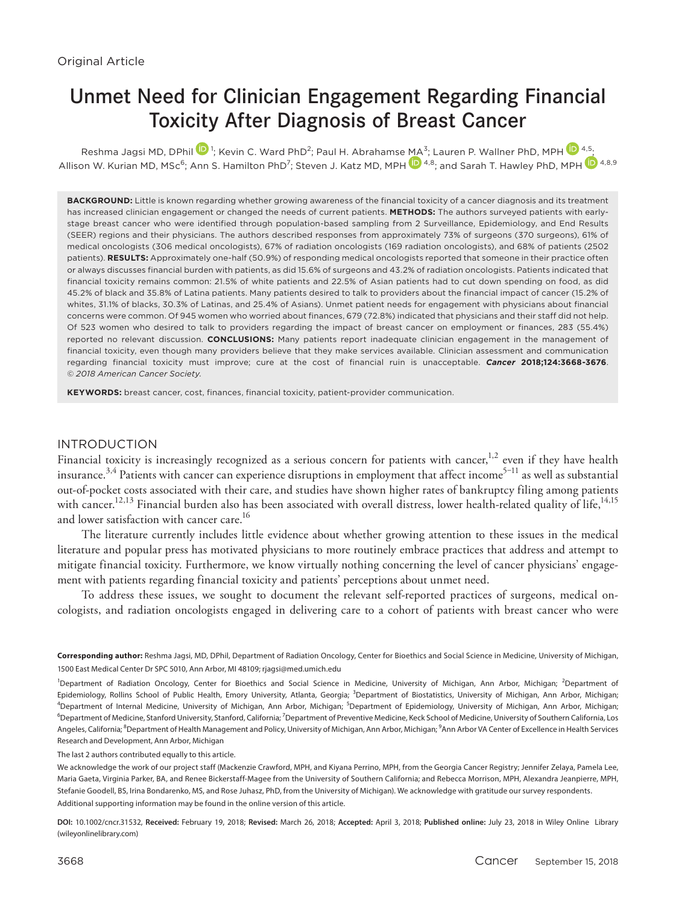Original Article

# Unmet Need for Clinician Engagement Regarding Financial Toxicity After Diagnosis of Breast Cancer

Reshma Jagsi MD, DPhil [1]; Kevin C. Ward PhD[2]; Paul H. Abrahamse MA[3]; Lauren P. Wallner PhD, MPH [4,5]; Allison W. Kurian MD, MSc[6]; Ann S. Hamilton PhD[7]; Steven J. Katz MD, MPH [4,8]; and Sarah T. Hawley PhD, MPH [4,8,9]

**BACKGROUND:** Little is known regarding whether growing awareness of the financial toxicity of a cancer diagnosis and its treatment has increased clinician engagement or changed the needs of current patients. **METHODS:** The authors surveyed patients with early-stage breast cancer who were identified through population-based sampling from 2 Surveillance, Epidemiology, and End Results (SEER) regions and their physicians. The authors described responses from approximately 73% of surgeons (370 surgeons), 61% of medical oncologists (306 medical oncologists), 67% of radiation oncologists (169 radiation oncologists), and 68% of patients (2502 patients). **RESULTS:** Approximately one-half (50.9%) of responding medical oncologists reported that someone in their practice often or always discusses financial burden with patients, as did 15.6% of surgeons and 43.2% of radiation oncologists. Patients indicated that financial toxicity remains common: 21.5% of white patients and 22.5% of Asian patients had to cut down spending on food, as did 45.2% of black and 35.8% of Latina patients. Many patients desired to talk to providers about the financial impact of cancer (15.2% of whites, 31.1% of blacks, 30.3% of Latinas, and 25.4% of Asians). Unmet patient needs for engagement with physicians about financial concerns were common. Of 945 women who worried about finances, 679 (72.8%) indicated that physicians and their staff did not help. Of 523 women who desired to talk to providers regarding the impact of breast cancer on employment or finances, 283 (55.4%) reported no relevant discussion. **CONCLUSIONS:** Many patients report inadequate clinician engagement in the management of financial toxicity, even though many providers believe that they make services available. Clinician assessment and communication regarding financial toxicity must improve; cure at the cost of financial ruin is unacceptable. ***Cancer*** **2018;124:3668-3676**. *© 2018 American Cancer Society.*

**KEYWORDS:** breast cancer, cost, finances, financial toxicity, patient-provider communication.

## INTRODUCTION

Financial toxicity is increasingly recognized as a serious concern for patients with cancer,[1,2] even if they have health insurance.[3,4] Patients with cancer can experience disruptions in employment that affect income[5-11] as well as substantial out-of-pocket costs associated with their care, and studies have shown higher rates of bankruptcy filing among patients with cancer.[12,13] Financial burden also has been associated with overall distress, lower health-related quality of life,[14,15] and lower satisfaction with cancer care.[16]

The literature currently includes little evidence about whether growing attention to these issues in the medical literature and popular press has motivated physicians to more routinely embrace practices that address and attempt to mitigate financial toxicity. Furthermore, we know virtually nothing concerning the level of cancer physicians' engagement with patients regarding financial toxicity and patients' perceptions about unmet need.

To address these issues, we sought to document the relevant self-reported practices of surgeons, medical oncologists, and radiation oncologists engaged in delivering care to a cohort of patients with breast cancer who were

**Corresponding author:** Reshma Jagsi, MD, DPhil, Department of Radiation Oncology, Center for Bioethics and Social Science in Medicine, University of Michigan, 1500 East Medical Center Dr SPC 5010, Ann Arbor, MI 48109; rjagsi@med.umich.edu

[1]Department of Radiation Oncology, Center for Bioethics and Social Science in Medicine, University of Michigan, Ann Arbor, Michigan; [2]Department of Epidemiology, Rollins School of Public Health, Emory University, Atlanta, Georgia; [3]Department of Biostatistics, University of Michigan, Ann Arbor, Michigan; [4]Department of Internal Medicine, University of Michigan, Ann Arbor, Michigan; [5]Department of Epidemiology, University of Michigan, Ann Arbor, Michigan; [6]Department of Medicine, Stanford University, Stanford, California; [7]Department of Preventive Medicine, Keck School of Medicine, University of Southern California, Los Angeles, California; [8]Department of Health Management and Policy, University of Michigan, Ann Arbor, Michigan; [9]Ann Arbor VA Center of Excellence in Health Services Research and Development, Ann Arbor, Michigan

The last 2 authors contributed equally to this article.

We acknowledge the work of our project staff (Mackenzie Crawford, MPH, and Kiyana Perrino, MPH, from the Georgia Cancer Registry; Jennifer Zelaya, Pamela Lee, Maria Gaeta, Virginia Parker, BA, and Renee Bickerstaff-Magee from the University of Southern California; and Rebecca Morrison, MPH, Alexandra Jeanpierre, MPH, Stefanie Goodell, BS, Irina Bondarenko, MS, and Rose Juhasz, PhD, from the University of Michigan). We acknowledge with gratitude our survey respondents.

Additional supporting information may be found in the online version of this article.

**DOI:** 10.1002/cncr.31532, **Received:** February 19, 2018; **Revised:** March 26, 2018; **Accepted:** April 3, 2018; **Published online:** July 23, 2018 in Wiley Online Library (wileyonlinelibrary.com)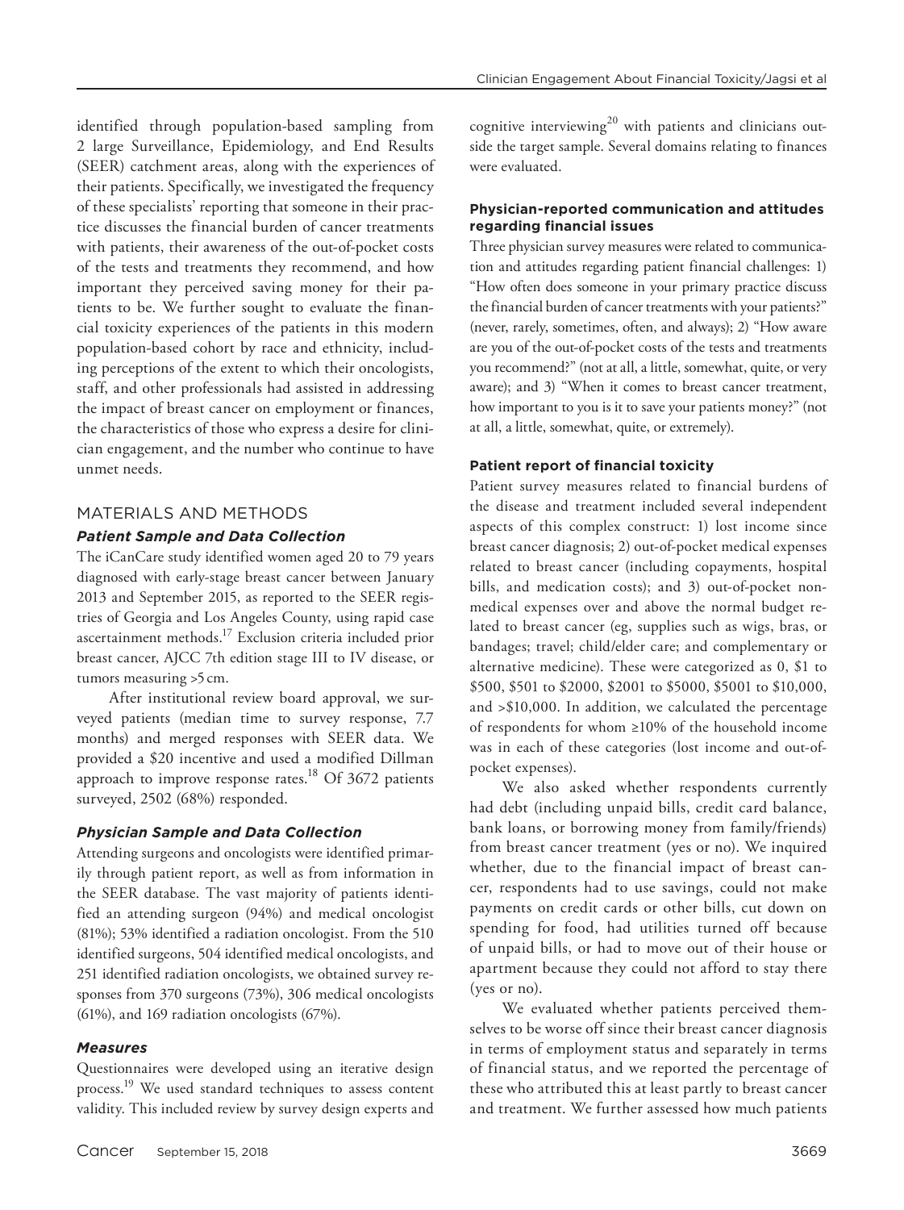identified through population-based sampling from 2 large Surveillance, Epidemiology, and End Results (SEER) catchment areas, along with the experiences of their patients. Specifically, we investigated the frequency of these specialists' reporting that someone in their practice discusses the financial burden of cancer treatments with patients, their awareness of the out-of-pocket costs of the tests and treatments they recommend, and how important they perceived saving money for their patients to be. We further sought to evaluate the financial toxicity experiences of the patients in this modern population-based cohort by race and ethnicity, including perceptions of the extent to which their oncologists, staff, and other professionals had assisted in addressing the impact of breast cancer on employment or finances, the characteristics of those who express a desire for clinician engagement, and the number who continue to have unmet needs.

## MATERIALS AND METHODS

### *Patient Sample and Data Collection*

The iCanCare study identified women aged 20 to 79 years diagnosed with early-stage breast cancer between January 2013 and September 2015, as reported to the SEER registries of Georgia and Los Angeles County, using rapid case ascertainment methods.[17] Exclusion criteria included prior breast cancer, AJCC 7th edition stage III to IV disease, or tumors measuring >5 cm.

After institutional review board approval, we surveyed patients (median time to survey response, 7.7 months) and merged responses with SEER data. We provided a $20 incentive and used a modified Dillman approach to improve response rates.[18] Of 3672 patients surveyed, 2502 (68%) responded.

### *Physician Sample and Data Collection*

Attending surgeons and oncologists were identified primarily through patient report, as well as from information in the SEER database. The vast majority of patients identified an attending surgeon (94%) and medical oncologist (81%); 53% identified a radiation oncologist. From the 510 identified surgeons, 504 identified medical oncologists, and 251 identified radiation oncologists, we obtained survey responses from 370 surgeons (73%), 306 medical oncologists (61%), and 169 radiation oncologists (67%).

### *Measures*

Questionnaires were developed using an iterative design process.[19] We used standard techniques to assess content validity. This included review by survey design experts and cognitive interviewing[20] with patients and clinicians outside the target sample. Several domains relating to finances were evaluated.

#### **Physician-reported communication and attitudes regarding financial issues**

Three physician survey measures were related to communication and attitudes regarding patient financial challenges: 1) "How often does someone in your primary practice discuss the financial burden of cancer treatments with your patients?" (never, rarely, sometimes, often, and always); 2) "How aware are you of the out-of-pocket costs of the tests and treatments you recommend?" (not at all, a little, somewhat, quite, or very aware); and 3) "When it comes to breast cancer treatment, how important to you is it to save your patients money?" (not at all, a little, somewhat, quite, or extremely).

#### **Patient report of financial toxicity**

Patient survey measures related to financial burdens of the disease and treatment included several independent aspects of this complex construct: 1) lost income since breast cancer diagnosis; 2) out-of-pocket medical expenses related to breast cancer (including copayments, hospital bills, and medication costs); and 3) out-of-pocket nonmedical expenses over and above the normal budget related to breast cancer (eg, supplies such as wigs, bras, or bandages; travel; child/elder care; and complementary or alternative medicine). These were categorized as 0, $1 to $500, $501 to $2000, $2001 to $5000, $5001 to $10,000, and >$10,000. In addition, we calculated the percentage of respondents for whom ≥10% of the household income was in each of these categories (lost income and out-of-pocket expenses).

We also asked whether respondents currently had debt (including unpaid bills, credit card balance, bank loans, or borrowing money from family/friends) from breast cancer treatment (yes or no). We inquired whether, due to the financial impact of breast cancer, respondents had to use savings, could not make payments on credit cards or other bills, cut down on spending for food, had utilities turned off because of unpaid bills, or had to move out of their house or apartment because they could not afford to stay there (yes or no).

We evaluated whether patients perceived themselves to be worse off since their breast cancer diagnosis in terms of employment status and separately in terms of financial status, and we reported the percentage of these who attributed this at least partly to breast cancer and treatment. We further assessed how much patients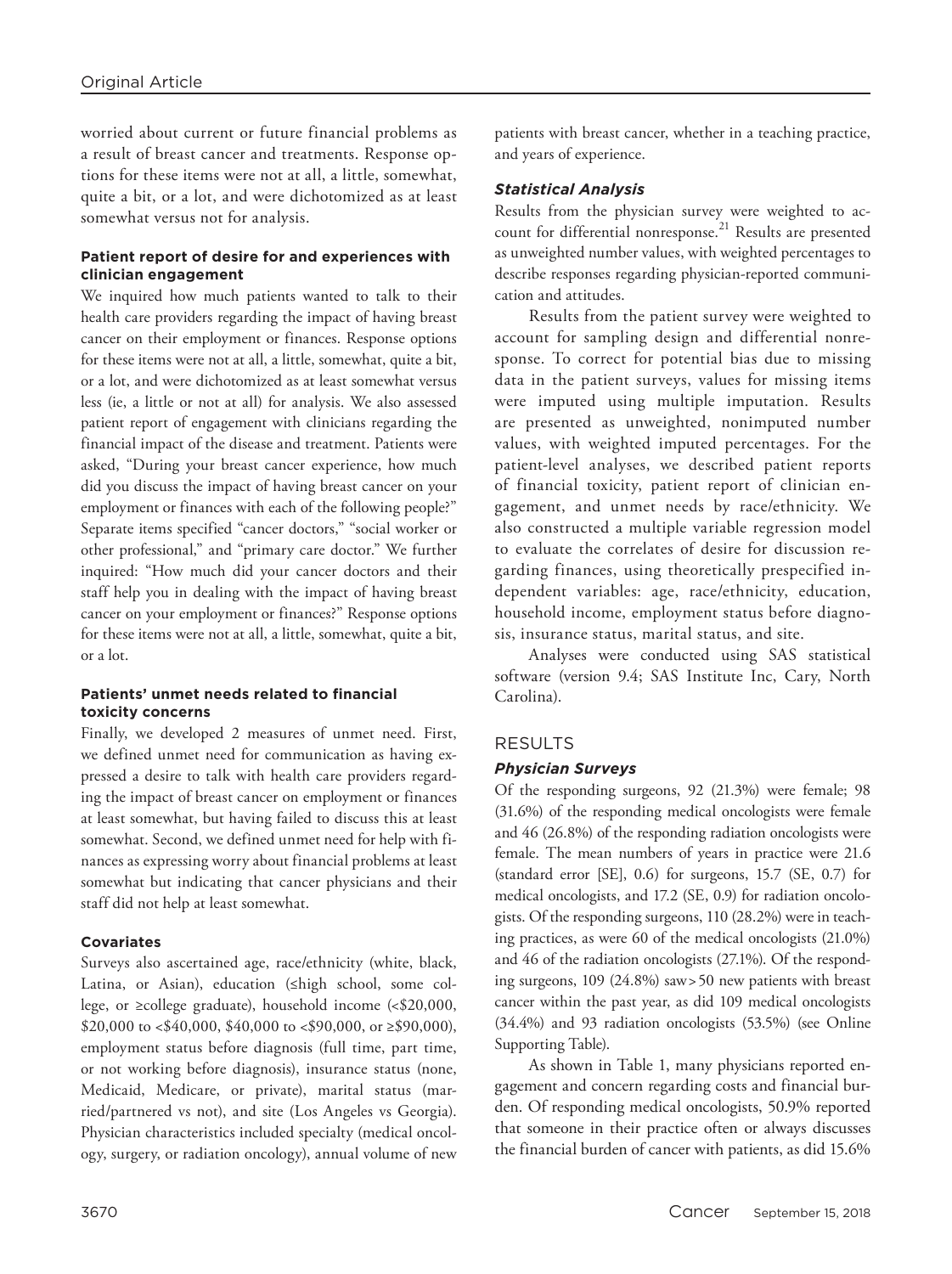worried about current or future financial problems as a result of breast cancer and treatments. Response options for these items were not at all, a little, somewhat, quite a bit, or a lot, and were dichotomized as at least somewhat versus not for analysis.

#### Patient report of desire for and experiences with clinician engagement

We inquired how much patients wanted to talk to their health care providers regarding the impact of having breast cancer on their employment or finances. Response options for these items were not at all, a little, somewhat, quite a bit, or a lot, and were dichotomized as at least somewhat versus less (ie, a little or not at all) for analysis. We also assessed patient report of engagement with clinicians regarding the financial impact of the disease and treatment. Patients were asked, "During your breast cancer experience, how much did you discuss the impact of having breast cancer on your employment or finances with each of the following people?" Separate items specified "cancer doctors," "social worker or other professional," and "primary care doctor." We further inquired: "How much did your cancer doctors and their staff help you in dealing with the impact of having breast cancer on your employment or finances?" Response options for these items were not at all, a little, somewhat, quite a bit, or a lot.

#### Patients' unmet needs related to financial toxicity concerns

Finally, we developed 2 measures of unmet need. First, we defined unmet need for communication as having expressed a desire to talk with health care providers regarding the impact of breast cancer on employment or finances at least somewhat, but having failed to discuss this at least somewhat. Second, we defined unmet need for help with finances as expressing worry about financial problems at least somewhat but indicating that cancer physicians and their staff did not help at least somewhat.

#### Covariates

Surveys also ascertained age, race/ethnicity (white, black, Latina, or Asian), education (≤high school, some college, or ≥college graduate), household income (<$20,000, $20,000 to <$40,000, $40,000 to <$90,000, or ≥$90,000), employment status before diagnosis (full time, part time, or not working before diagnosis), insurance status (none, Medicaid, Medicare, or private), marital status (married/partnered vs not), and site (Los Angeles vs Georgia). Physician characteristics included specialty (medical oncology, surgery, or radiation oncology), annual volume of new patients with breast cancer, whether in a teaching practice, and years of experience.

### *Statistical Analysis*

Results from the physician survey were weighted to account for differential nonresponse.[21] Results are presented as unweighted number values, with weighted percentages to describe responses regarding physician-reported communication and attitudes.

Results from the patient survey were weighted to account for sampling design and differential nonresponse. To correct for potential bias due to missing data in the patient surveys, values for missing items were imputed using multiple imputation. Results are presented as unweighted, nonimputed number values, with weighted imputed percentages. For the patient-level analyses, we described patient reports of financial toxicity, patient report of clinician engagement, and unmet needs by race/ethnicity. We also constructed a multiple variable regression model to evaluate the correlates of desire for discussion regarding finances, using theoretically prespecified independent variables: age, race/ethnicity, education, household income, employment status before diagnosis, insurance status, marital status, and site.

Analyses were conducted using SAS statistical software (version 9.4; SAS Institute Inc, Cary, North Carolina).

## RESULTS

### *Physician Surveys*

Of the responding surgeons, 92 (21.3%) were female; 98 (31.6%) of the responding medical oncologists were female and 46 (26.8%) of the responding radiation oncologists were female. The mean numbers of years in practice were 21.6 (standard error [SE], 0.6) for surgeons, 15.7 (SE, 0.7) for medical oncologists, and 17.2 (SE, 0.9) for radiation oncologists. Of the responding surgeons, 110 (28.2%) were in teaching practices, as were 60 of the medical oncologists (21.0%) and 46 of the radiation oncologists (27.1%). Of the responding surgeons, 109 (24.8%) saw > 50 new patients with breast cancer within the past year, as did 109 medical oncologists (34.4%) and 93 radiation oncologists (53.5%) (see Online Supporting Table).

As shown in Table 1, many physicians reported engagement and concern regarding costs and financial burden. Of responding medical oncologists, 50.9% reported that someone in their practice often or always discusses the financial burden of cancer with patients, as did 15.6%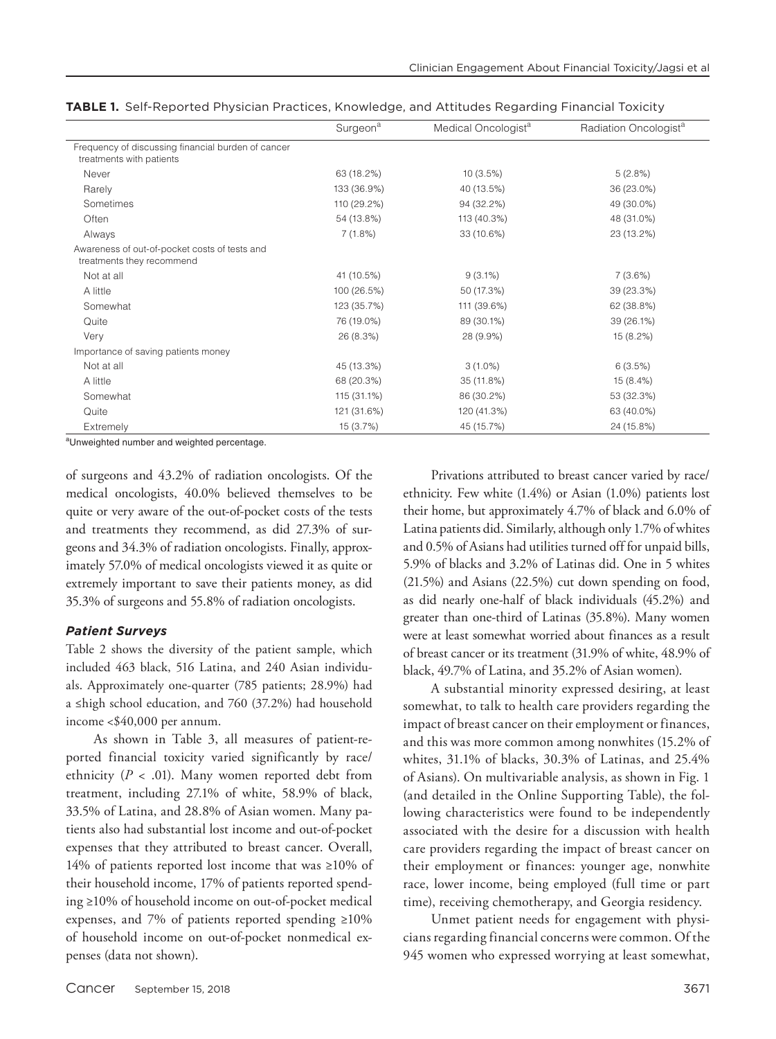**TABLE 1.** Self-Reported Physician Practices, Knowledge, and Attitudes Regarding Financial Toxicity

| | Surgeon[a] | Medical Oncologist[a] | Radiation Oncologist[a] |
|---|---|---|---|
| Frequency of discussing financial burden of cancer treatments with patients | | | |
| Never | 63 (18.2%) | 10 (3.5%) | 5 (2.8%) |
| Rarely | 133 (36.9%) | 40 (13.5%) | 36 (23.0%) |
| Sometimes | 110 (29.2%) | 94 (32.2%) | 49 (30.0%) |
| Often | 54 (13.8%) | 113 (40.3%) | 48 (31.0%) |
| Always | 7 (1.8%) | 33 (10.6%) | 23 (13.2%) |
| Awareness of out-of-pocket costs of tests and treatments they recommend | | | |
| Not at all | 41 (10.5%) | 9 (3.1%) | 7 (3.6%) |
| A little | 100 (26.5%) | 50 (17.3%) | 39 (23.3%) |
| Somewhat | 123 (35.7%) | 111 (39.6%) | 62 (38.8%) |
| Quite | 76 (19.0%) | 89 (30.1%) | 39 (26.1%) |
| Very | 26 (8.3%) | 28 (9.9%) | 15 (8.2%) |
| Importance of saving patients money | | | |
| Not at all | 45 (13.3%) | 3 (1.0%) | 6 (3.5%) |
| A little | 68 (20.3%) | 35 (11.8%) | 15 (8.4%) |
| Somewhat | 115 (31.1%) | 86 (30.2%) | 53 (32.3%) |
| Quite | 121 (31.6%) | 120 (41.3%) | 63 (40.0%) |
| Extremely | 15 (3.7%) | 45 (15.7%) | 24 (15.8%) |

[a]Unweighted number and weighted percentage.

of surgeons and 43.2% of radiation oncologists. Of the medical oncologists, 40.0% believed themselves to be quite or very aware of the out-of-pocket costs of the tests and treatments they recommend, as did 27.3% of surgeons and 34.3% of radiation oncologists. Finally, approximately 57.0% of medical oncologists viewed it as quite or extremely important to save their patients money, as did 35.3% of surgeons and 55.8% of radiation oncologists.

### *Patient Surveys*

Table 2 shows the diversity of the patient sample, which included 463 black, 516 Latina, and 240 Asian individuals. Approximately one-quarter (785 patients; 28.9%) had a ≤high school education, and 760 (37.2%) had household income <\$40,000 per annum.

As shown in Table 3, all measures of patient-reported financial toxicity varied significantly by race/ethnicity ($P < .01$). Many women reported debt from treatment, including 27.1% of white, 58.9% of black, 33.5% of Latina, and 28.8% of Asian women. Many patients also had substantial lost income and out-of-pocket expenses that they attributed to breast cancer. Overall, 14% of patients reported lost income that was ≥10% of their household income, 17% of patients reported spending ≥10% of household income on out-of-pocket medical expenses, and 7% of patients reported spending ≥10% of household income on out-of-pocket nonmedical expenses (data not shown).

Privations attributed to breast cancer varied by race/ethnicity. Few white (1.4%) or Asian (1.0%) patients lost their home, but approximately 4.7% of black and 6.0% of Latina patients did. Similarly, although only 1.7% of whites and 0.5% of Asians had utilities turned off for unpaid bills, 5.9% of blacks and 3.2% of Latinas did. One in 5 whites (21.5%) and Asians (22.5%) cut down spending on food, as did nearly one-half of black individuals (45.2%) and greater than one-third of Latinas (35.8%). Many women were at least somewhat worried about finances as a result of breast cancer or its treatment (31.9% of white, 48.9% of black, 49.7% of Latina, and 35.2% of Asian women).

A substantial minority expressed desiring, at least somewhat, to talk to health care providers regarding the impact of breast cancer on their employment or finances, and this was more common among nonwhites (15.2% of whites, 31.1% of blacks, 30.3% of Latinas, and 25.4% of Asians). On multivariable analysis, as shown in Fig. 1 (and detailed in the Online Supporting Table), the following characteristics were found to be independently associated with the desire for a discussion with health care providers regarding the impact of breast cancer on their employment or finances: younger age, nonwhite race, lower income, being employed (full time or part time), receiving chemotherapy, and Georgia residency.

Unmet patient needs for engagement with physicians regarding financial concerns were common. Of the 945 women who expressed worrying at least somewhat,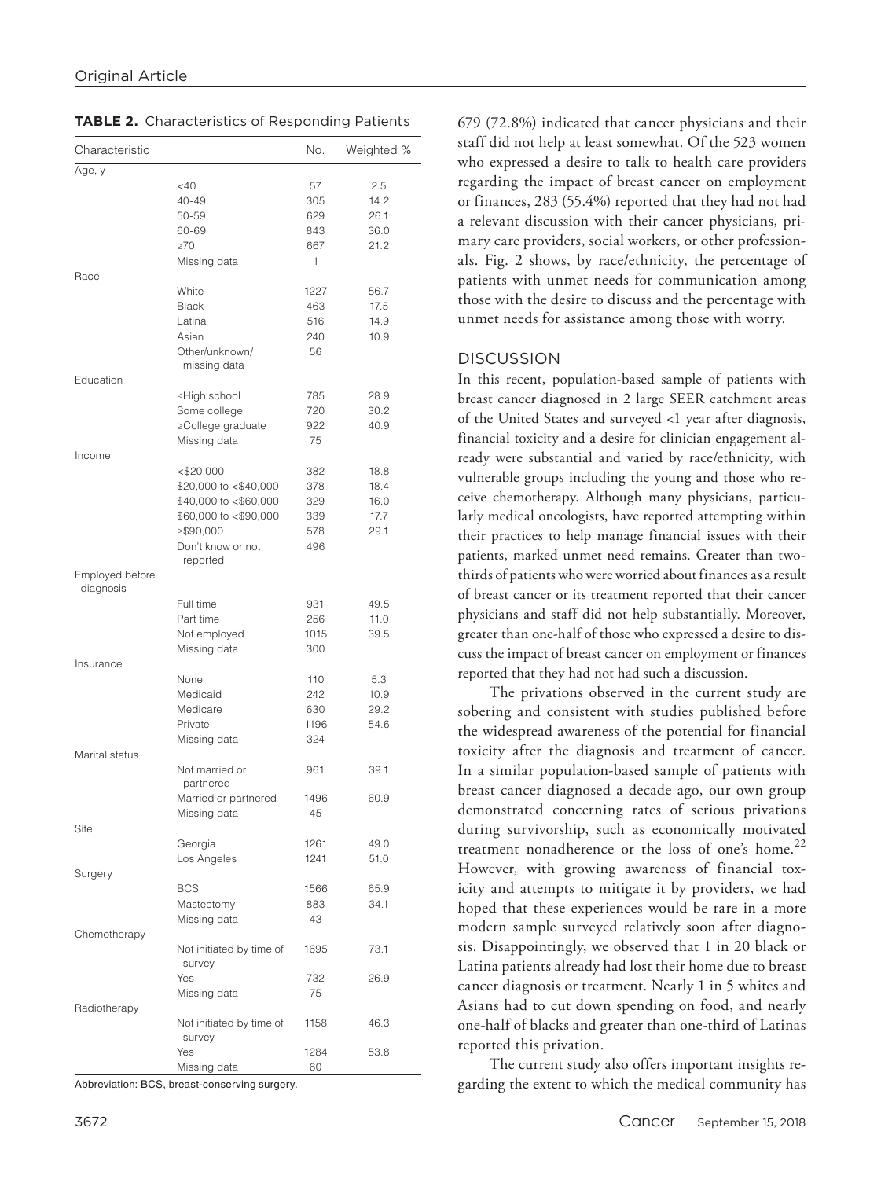**TABLE 2.** Characteristics of Responding Patients

| Characteristic | | No. | Weighted % |
|---|---|---|---|
| Age, y | | | |
| | <40 | 57 | 2.5 |
| | 40-49 | 305 | 14.2 |
| | 50-59 | 629 | 26.1 |
| | 60-69 | 843 | 36.0 |
| | ≥70 | 667 | 21.2 |
| | Missing data | 1 | |
| Race | | | |
| | White | 1227 | 56.7 |
| | Black | 463 | 17.5 |
| | Latina | 516 | 14.9 |
| | Asian | 240 | 10.9 |
| | Other/unknown/ missing data | 56 | |
| Education | | | |
| | ≤High school | 785 | 28.9 |
| | Some college | 720 | 30.2 |
| | ≥College graduate | 922 | 40.9 |
| | Missing data | 75 | |
| Income | | | |
| | <$20,000 | 382 | 18.8 |
| | $20,000 to <$40,000 | 378 | 18.4 |
| | $40,000 to <$60,000 | 329 | 16.0 |
| | $60,000 to <$90,000 | 339 | 17.7 |
| | ≥$90,000 | 578 | 29.1 |
| | Don't know or not reported | 496 | |
| Employed before diagnosis | | | |
| | Full time | 931 | 49.5 |
| | Part time | 256 | 11.0 |
| | Not employed | 1015 | 39.5 |
| | Missing data | 300 | |
| Insurance | | | |
| | None | 110 | 5.3 |
| | Medicaid | 242 | 10.9 |
| | Medicare | 630 | 29.2 |
| | Private | 1196 | 54.6 |
| | Missing data | 324 | |
| Marital status | | | |
| | Not married or partnered | 961 | 39.1 |
| | Married or partnered | 1496 | 60.9 |
| | Missing data | 45 | |
| Site | | | |
| | Georgia | 1261 | 49.0 |
| | Los Angeles | 1241 | 51.0 |
| Surgery | | | |
| | BCS | 1566 | 65.9 |
| | Mastectomy | 883 | 34.1 |
| | Missing data | 43 | |
| Chemotherapy | | | |
| | Not initiated by time of survey | 1695 | 73.1 |
| | Yes | 732 | 26.9 |
| | Missing data | 75 | |
| Radiotherapy | | | |
| | Not initiated by time of survey | 1158 | 46.3 |
| | Yes | 1284 | 53.8 |
| | Missing data | 60 | |

Abbreviation: BCS, breast-conserving surgery.

679 (72.8%) indicated that cancer physicians and their staff did not help at least somewhat. Of the 523 women who expressed a desire to talk to health care providers regarding the impact of breast cancer on employment or finances, 283 (55.4%) reported that they had not had a relevant discussion with their cancer physicians, primary care providers, social workers, or other professionals. Fig. 2 shows, by race/ethnicity, the percentage of patients with unmet needs for communication among those with the desire to discuss and the percentage with unmet needs for assistance among those with worry.

## DISCUSSION

In this recent, population-based sample of patients with breast cancer diagnosed in 2 large SEER catchment areas of the United States and surveyed <1 year after diagnosis, financial toxicity and a desire for clinician engagement already were substantial and varied by race/ethnicity, with vulnerable groups including the young and those who receive chemotherapy. Although many physicians, particularly medical oncologists, have reported attempting within their practices to help manage financial issues with their patients, marked unmet need remains. Greater than two-thirds of patients who were worried about finances as a result of breast cancer or its treatment reported that their cancer physicians and staff did not help substantially. Moreover, greater than one-half of those who expressed a desire to discuss the impact of breast cancer on employment or finances reported that they had not had such a discussion.

The privations observed in the current study are sobering and consistent with studies published before the widespread awareness of the potential for financial toxicity after the diagnosis and treatment of cancer. In a similar population-based sample of patients with breast cancer diagnosed a decade ago, our own group demonstrated concerning rates of serious privations during survivorship, such as economically motivated treatment nonadherence or the loss of one's home.[22] However, with growing awareness of financial toxicity and attempts to mitigate it by providers, we had hoped that these experiences would be rare in a more modern sample surveyed relatively soon after diagnosis. Disappointingly, we observed that 1 in 20 black or Latina patients already had lost their home due to breast cancer diagnosis or treatment. Nearly 1 in 5 whites and Asians had to cut down spending on food, and nearly one-half of blacks and greater than one-third of Latinas reported this privation.

The current study also offers important insights regarding the extent to which the medical community has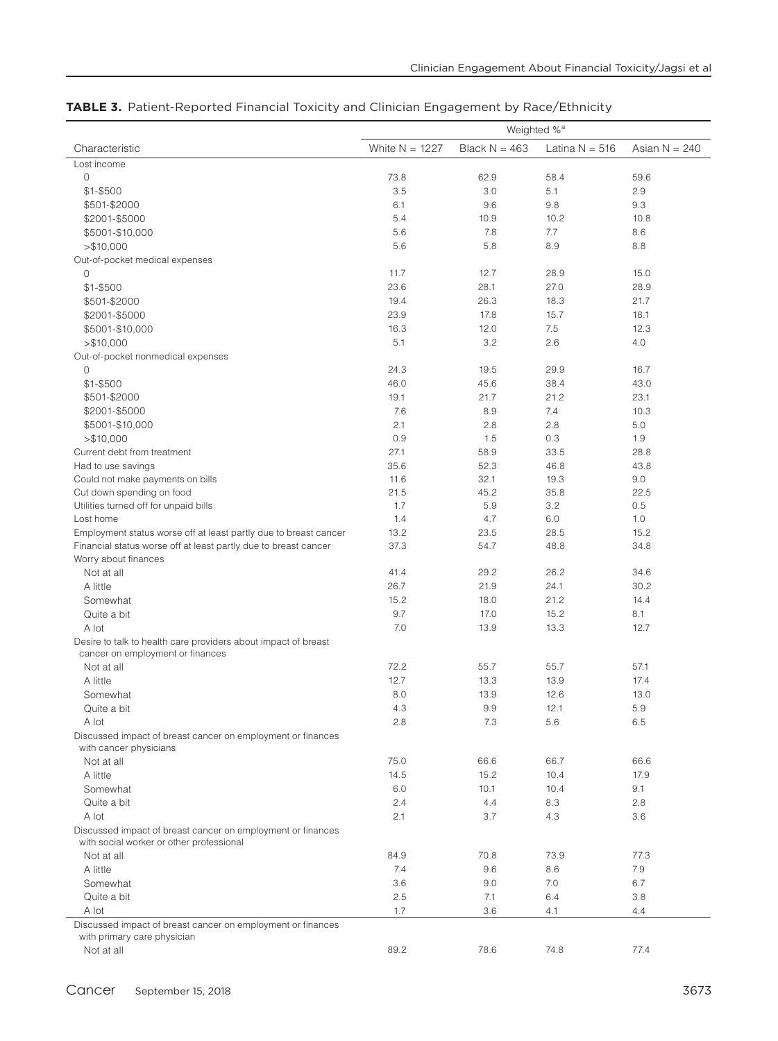**TABLE 3.** Patient-Reported Financial Toxicity and Clinician Engagement by Race/Ethnicity

| | Weighted %[a] | | | |
|---|---|---|---|---|
| Characteristic | White N = 1227 | Black N = 463 | Latina N = 516 | Asian N = 240 |
| Lost income | | | | |
| 0 | 73.8 | 62.9 | 58.4 | 59.6 |
| $1-$500 | 3.5 | 3.0 | 5.1 | 2.9 |
| $501-$2000 | 6.1 | 9.6 | 9.8 | 9.3 |
| $2001-$5000 | 5.4 | 10.9 | 10.2 | 10.8 |
| $5001-$10,000 | 5.6 | 7.8 | 7.7 | 8.6 |
| >$10,000 | 5.6 | 5.8 | 8.9 | 8.8 |
| Out-of-pocket medical expenses | | | | |
| 0 | 11.7 | 12.7 | 28.9 | 15.0 |
| $1-$500 | 23.6 | 28.1 | 27.0 | 28.9 |
| $501-$2000 | 19.4 | 26.3 | 18.3 | 21.7 |
| $2001-$5000 | 23.9 | 17.8 | 15.7 | 18.1 |
| $5001-$10,000 | 16.3 | 12.0 | 7.5 | 12.3 |
| >$10,000 | 5.1 | 3.2 | 2.6 | 4.0 |
| Out-of-pocket nonmedical expenses | | | | |
| 0 | 24.3 | 19.5 | 29.9 | 16.7 |
| $1-$500 | 46.0 | 45.6 | 38.4 | 43.0 |
| $501-$2000 | 19.1 | 21.7 | 21.2 | 23.1 |
| $2001-$5000 | 7.6 | 8.9 | 7.4 | 10.3 |
| $5001-$10,000 | 2.1 | 2.8 | 2.8 | 5.0 |
| >$10,000 | 0.9 | 1.5 | 0.3 | 1.9 |
| Current debt from treatment | 27.1 | 58.9 | 33.5 | 28.8 |
| Had to use savings | 35.6 | 52.3 | 46.8 | 43.8 |
| Could not make payments on bills | 11.6 | 32.1 | 19.3 | 9.0 |
| Cut down spending on food | 21.5 | 45.2 | 35.8 | 22.5 |
| Utilities turned off for unpaid bills | 1.7 | 5.9 | 3.2 | 0.5 |
| Lost home | 1.4 | 4.7 | 6.0 | 1.0 |
| Employment status worse off at least partly due to breast cancer | 13.2 | 23.5 | 28.5 | 15.2 |
| Financial status worse off at least partly due to breast cancer | 37.3 | 54.7 | 48.8 | 34.8 |
| Worry about finances | | | | |
| Not at all | 41.4 | 29.2 | 26.2 | 34.6 |
| A little | 26.7 | 21.9 | 24.1 | 30.2 |
| Somewhat | 15.2 | 18.0 | 21.2 | 14.4 |
| Quite a bit | 9.7 | 17.0 | 15.2 | 8.1 |
| A lot | 7.0 | 13.9 | 13.3 | 12.7 |
| Desire to talk to health care providers about impact of breast cancer on employment or finances | | | | |
| Not at all | 72.2 | 55.7 | 55.7 | 57.1 |
| A little | 12.7 | 13.3 | 13.9 | 17.4 |
| Somewhat | 8.0 | 13.9 | 12.6 | 13.0 |
| Quite a bit | 4.3 | 9.9 | 12.1 | 5.9 |
| A lot | 2.8 | 7.3 | 5.6 | 6.5 |
| Discussed impact of breast cancer on employment or finances with cancer physicians | | | | |
| Not at all | 75.0 | 66.6 | 66.7 | 66.6 |
| A little | 14.5 | 15.2 | 10.4 | 17.9 |
| Somewhat | 6.0 | 10.1 | 10.4 | 9.1 |
| Quite a bit | 2.4 | 4.4 | 8.3 | 2.8 |
| A lot | 2.1 | 3.7 | 4.3 | 3.6 |
| Discussed impact of breast cancer on employment or finances with social worker or other professional | | | | |
| Not at all | 84.9 | 70.8 | 73.9 | 77.3 |
| A little | 7.4 | 9.6 | 8.6 | 7.9 |
| Somewhat | 3.6 | 9.0 | 7.0 | 6.7 |
| Quite a bit | 2.5 | 7.1 | 6.4 | 3.8 |
| A lot | 1.7 | 3.6 | 4.1 | 4.4 |
| Discussed impact of breast cancer on employment or finances with primary care physician | | | | |
| Not at all | 89.2 | 78.6 | 74.8 | 77.4 |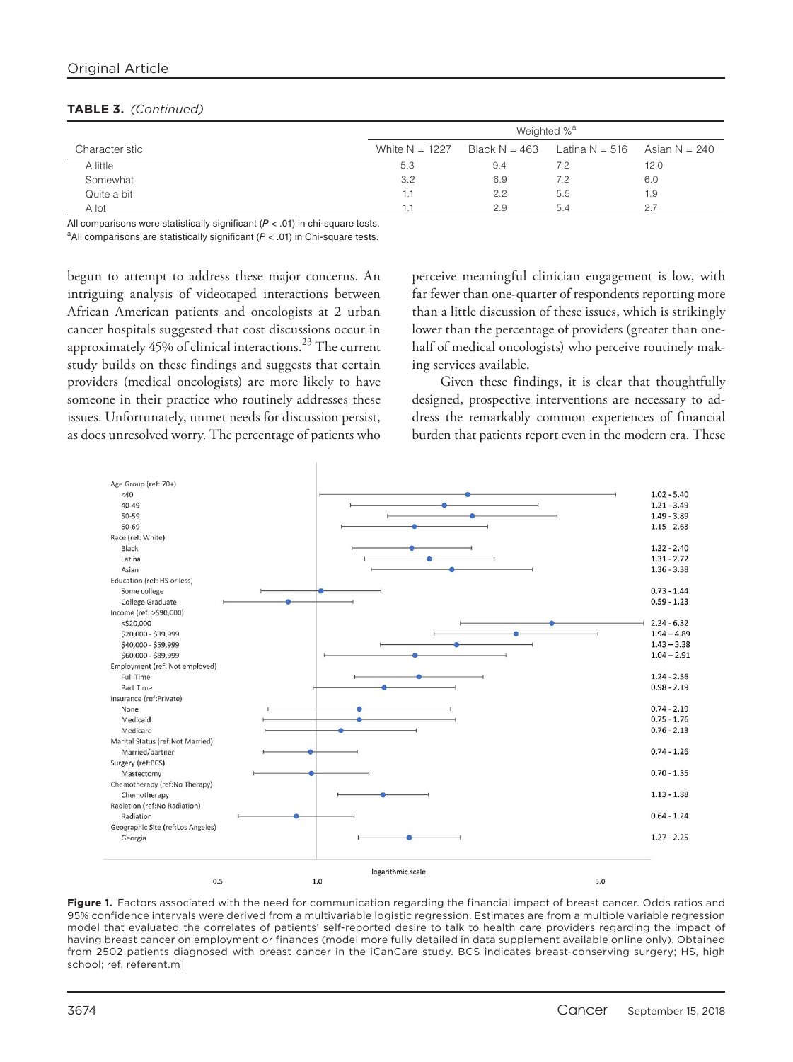**TABLE 3.** *(Continued)*

| Characteristic | Weighted %[a] | | | |
|---|---|---|---|---|
| | White N = 1227 | Black N = 463 | Latina N = 516 | Asian N = 240 |
| A little | 5.3 | 9.4 | 7.2 | 12.0 |
| Somewhat | 3.2 | 6.9 | 7.2 | 6.0 |
| Quite a bit | 1.1 | 2.2 | 5.5 | 1.9 |
| A lot | 1.1 | 2.9 | 5.4 | 2.7 |

All comparisons were statistically significant ($P < .01$) in chi-square tests.

[a]All comparisons are statistically significant ($P < .01$) in Chi-square tests.

begun to attempt to address these major concerns. An intriguing analysis of videotaped interactions between African American patients and oncologists at 2 urban cancer hospitals suggested that cost discussions occur in approximately 45% of clinical interactions.[23] The current study builds on these findings and suggests that certain providers (medical oncologists) are more likely to have someone in their practice who routinely addresses these issues. Unfortunately, unmet needs for discussion persist, as does unresolved worry. The percentage of patients who perceive meaningful clinician engagement is low, with far fewer than one-quarter of respondents reporting more than a little discussion of these issues, which is strikingly lower than the percentage of providers (greater than one-half of medical oncologists) who perceive routinely making services available.

Given these findings, it is clear that thoughtfully designed, prospective interventions are necessary to address the remarkably common experiences of financial burden that patients report even in the modern era. These

| Factor | 95% CI |
|---|---|
| **Age Group (ref: 70+)** | |
| <40 | 1.02 - 5.40 |
| 40-49 | 1.21 - 3.49 |
| 50-59 | 1.49 - 3.89 |
| 60-69 | 1.15 - 2.63 |
| **Race (ref: White)** | |
| Black | 1.22 - 2.40 |
| Latina | 1.31 - 2.72 |
| Asian | 1.36 - 3.38 |
| **Education (ref: HS or less)** | |
| Some college | 0.73 - 1.44 |
| College Graduate | 0.59 - 1.23 |
| **Income (ref: >$90,000)** | |
| <$20,000 | 2.24 - 6.32 |
| $20,000 - $39,999 | 1.94 – 4.89 |
| $40,000 - $59,999 | 1.43 – 3.38 |
| $60,000 - $89,999 | 1.04 – 2.91 |
| **Employment (ref: Not employed)** | |
| Full Time | 1.24 - 2.56 |
| Part Time | 0.98 - 2.19 |
| **Insurance (ref:Private)** | |
| None | 0.74 - 2.19 |
| Medicaid | 0.75 - 1.76 |
| Medicare | 0.76 - 2.13 |
| **Marital Status (ref:Not Married)** | |
| Married/partner | 0.74 - 1.26 |
| **Surgery (ref:BCS)** | |
| Mastectomy | 0.70 - 1.35 |
| **Chemotherapy (ref:No Therapy)** | |
| Chemotherapy | 1.13 - 1.88 |
| **Radiation (ref:No Radiation)** | |
| Radiation | 0.64 - 1.24 |
| **Geographic Site (ref:Los Angeles)** | |
| Georgia | 1.27 - 2.25 |

logarithmic scale (0.5, 1.0, 5.0)

**Figure 1.** Factors associated with the need for communication regarding the financial impact of breast cancer. Odds ratios and 95% confidence intervals were derived from a multivariable logistic regression. Estimates are from a multiple variable regression model that evaluated the correlates of patients' self-reported desire to talk to health care providers regarding the impact of having breast cancer on employment or finances (model more fully detailed in data supplement available online only). Obtained from 2502 patients diagnosed with breast cancer in the iCanCare study. BCS indicates breast-conserving surgery; HS, high school; ref, referent.m]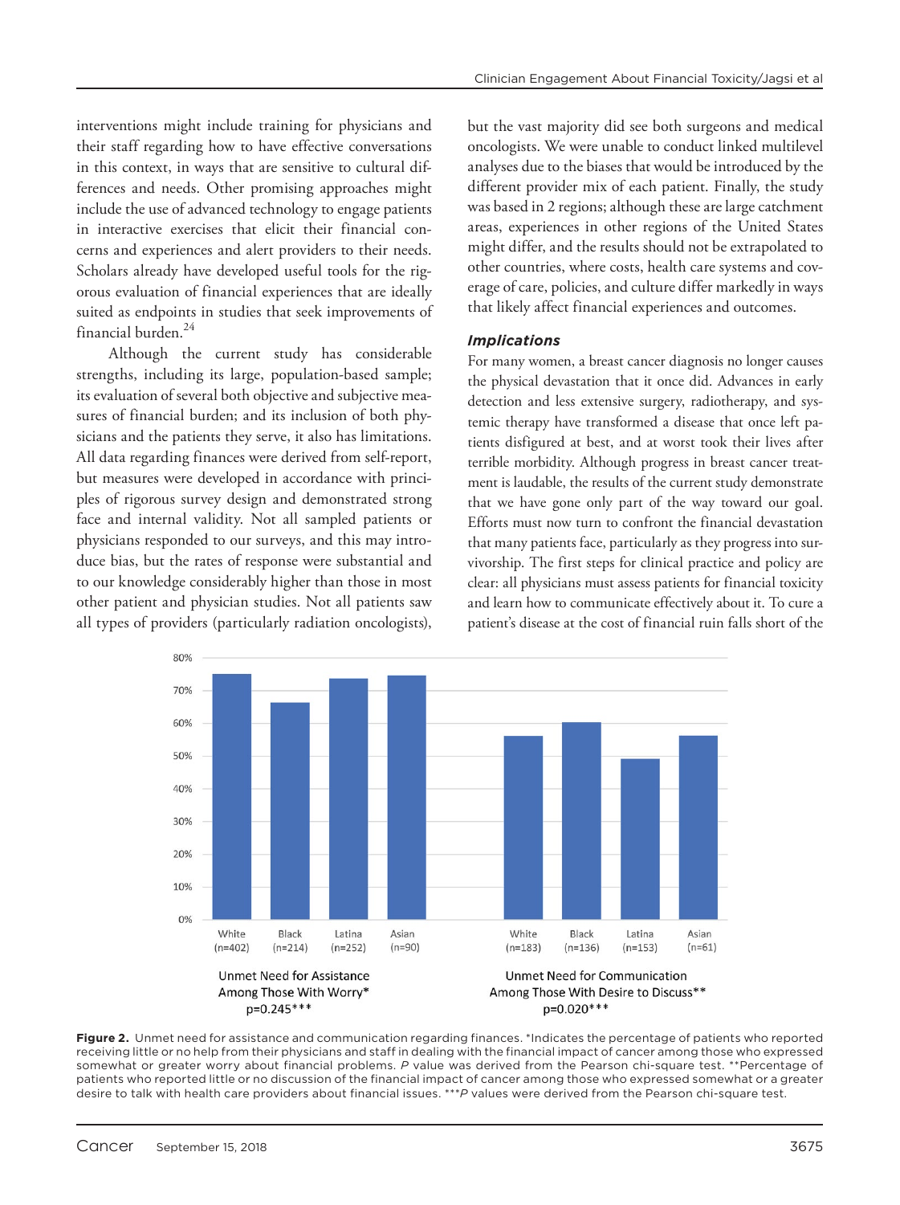interventions might include training for physicians and their staff regarding how to have effective conversations in this context, in ways that are sensitive to cultural differences and needs. Other promising approaches might include the use of advanced technology to engage patients in interactive exercises that elicit their financial concerns and experiences and alert providers to their needs. Scholars already have developed useful tools for the rigorous evaluation of financial experiences that are ideally suited as endpoints in studies that seek improvements of financial burden.[24]

Although the current study has considerable strengths, including its large, population-based sample; its evaluation of several both objective and subjective measures of financial burden; and its inclusion of both physicians and the patients they serve, it also has limitations. All data regarding finances were derived from self-report, but measures were developed in accordance with principles of rigorous survey design and demonstrated strong face and internal validity. Not all sampled patients or physicians responded to our surveys, and this may introduce bias, but the rates of response were substantial and to our knowledge considerably higher than those in most other patient and physician studies. Not all patients saw all types of providers (particularly radiation oncologists), but the vast majority did see both surgeons and medical oncologists. We were unable to conduct linked multilevel analyses due to the biases that would be introduced by the different provider mix of each patient. Finally, the study was based in 2 regions; although these are large catchment areas, experiences in other regions of the United States might differ, and the results should not be extrapolated to other countries, where costs, health care systems and coverage of care, policies, and culture differ markedly in ways that likely affect financial experiences and outcomes.

### *Implications*

For many women, a breast cancer diagnosis no longer causes the physical devastation that it once did. Advances in early detection and less extensive surgery, radiotherapy, and systemic therapy have transformed a disease that once left patients disfigured at best, and at worst took their lives after terrible morbidity. Although progress in breast cancer treatment is laudable, the results of the current study demonstrate that we have gone only part of the way toward our goal. Efforts must now turn to confront the financial devastation that many patients face, particularly as they progress into survivorship. The first steps for clinical practice and policy are clear: all physicians must assess patients for financial toxicity and learn how to communicate effectively about it. To cure a patient's disease at the cost of financial ruin falls short of the

**Figure 2.** Unmet need for assistance and communication regarding finances. *Indicates the percentage of patients who reported receiving little or no help from their physicians and staff in dealing with the financial impact of cancer among those who expressed somewhat or greater worry about financial problems. *P* value was derived from the Pearson chi-square test. **Percentage of patients who reported little or no discussion of the financial impact of cancer among those who expressed somewhat or a greater desire to talk with health care providers about financial issues. ***P values were derived from the Pearson chi-square test.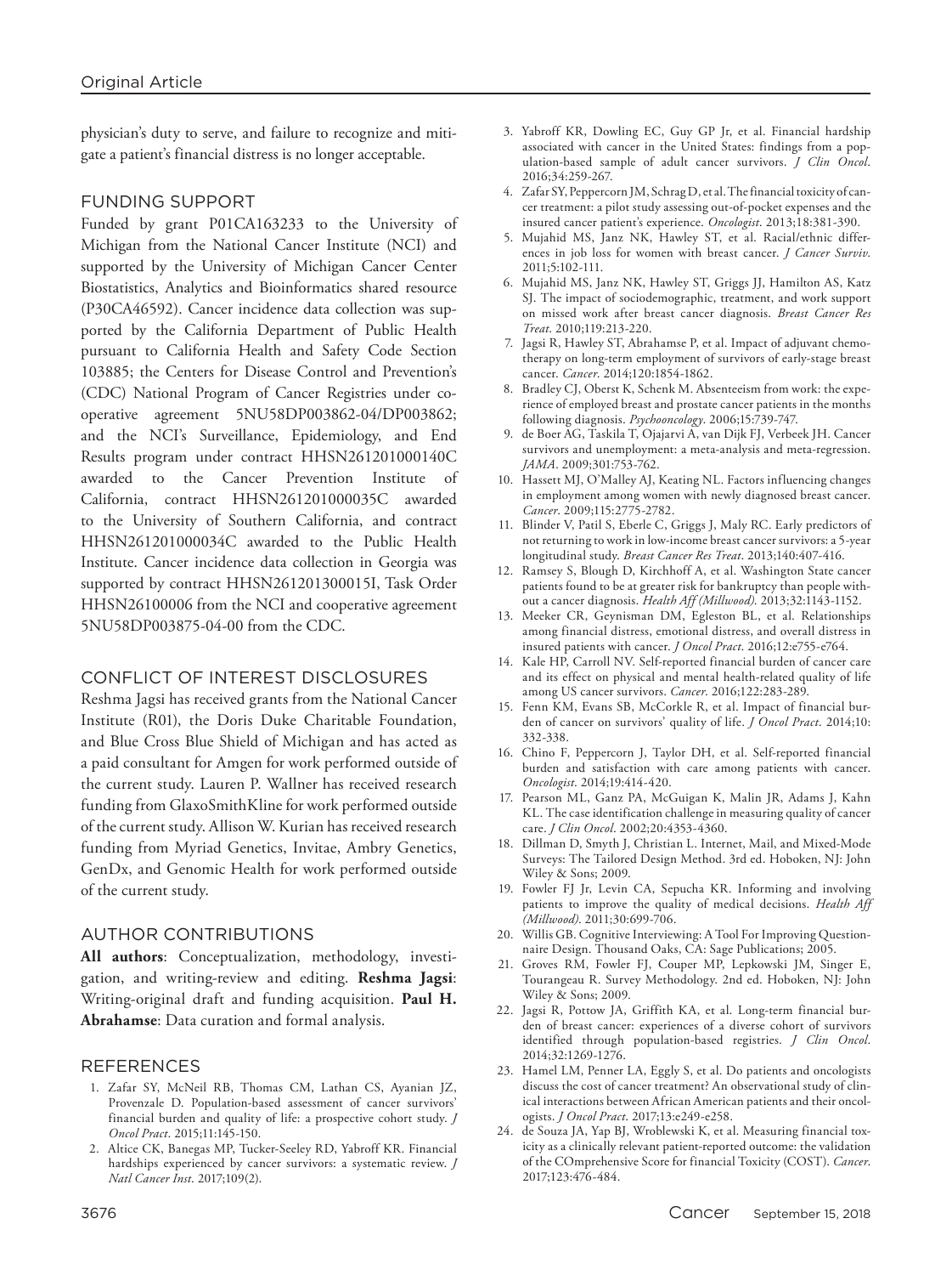physician's duty to serve, and failure to recognize and mitigate a patient's financial distress is no longer acceptable.

## FUNDING SUPPORT

Funded by grant P01CA163233 to the University of Michigan from the National Cancer Institute (NCI) and supported by the University of Michigan Cancer Center Biostatistics, Analytics and Bioinformatics shared resource (P30CA46592). Cancer incidence data collection was supported by the California Department of Public Health pursuant to California Health and Safety Code Section 103885; the Centers for Disease Control and Prevention's (CDC) National Program of Cancer Registries under cooperative agreement 5NU58DP003862-04/DP003862; and the NCI's Surveillance, Epidemiology, and End Results program under contract HHSN261201000140C awarded to the Cancer Prevention Institute of California, contract HHSN261201000035C awarded to the University of Southern California, and contract HHSN261201000034C awarded to the Public Health Institute. Cancer incidence data collection in Georgia was supported by contract HHSN261201300015I, Task Order HHSN26100006 from the NCI and cooperative agreement 5NU58DP003875-04-00 from the CDC.

## CONFLICT OF INTEREST DISCLOSURES

Reshma Jagsi has received grants from the National Cancer Institute (R01), the Doris Duke Charitable Foundation, and Blue Cross Blue Shield of Michigan and has acted as a paid consultant for Amgen for work performed outside of the current study. Lauren P. Wallner has received research funding from GlaxoSmithKline for work performed outside of the current study. Allison W. Kurian has received research funding from Myriad Genetics, Invitae, Ambry Genetics, GenDx, and Genomic Health for work performed outside of the current study.

## AUTHOR CONTRIBUTIONS

**All authors**: Conceptualization, methodology, investigation, and writing-review and editing. **Reshma Jagsi**: Writing-original draft and funding acquisition. **Paul H. Abrahamse**: Data curation and formal analysis.

## REFERENCES

1. Zafar SY, McNeil RB, Thomas CM, Lathan CS, Ayanian JZ, Provenzale D. Population-based assessment of cancer survivors' financial burden and quality of life: a prospective cohort study. *J Oncol Pract*. 2015;11:145-150.
2. Altice CK, Banegas MP, Tucker-Seeley RD, Yabroff KR. Financial hardships experienced by cancer survivors: a systematic review. *J Natl Cancer Inst*. 2017;109(2).
3. Yabroff KR, Dowling EC, Guy GP Jr, et al. Financial hardship associated with cancer in the United States: findings from a population-based sample of adult cancer survivors. *J Clin Oncol*. 2016;34:259-267.
4. Zafar SY, Peppercorn JM, Schrag D, et al. The financial toxicity of cancer treatment: a pilot study assessing out-of-pocket expenses and the insured cancer patient's experience. *Oncologist*. 2013;18:381-390.
5. Mujahid MS, Janz NK, Hawley ST, et al. Racial/ethnic differences in job loss for women with breast cancer. *J Cancer Surviv*. 2011;5:102-111.
6. Mujahid MS, Janz NK, Hawley ST, Griggs JJ, Hamilton AS, Katz SJ. The impact of sociodemographic, treatment, and work support on missed work after breast cancer diagnosis. *Breast Cancer Res Treat*. 2010;119:213-220.
7. Jagsi R, Hawley ST, Abrahamse P, et al. Impact of adjuvant chemotherapy on long-term employment of survivors of early-stage breast cancer. *Cancer*. 2014;120:1854-1862.
8. Bradley CJ, Oberst K, Schenk M. Absenteeism from work: the experience of employed breast and prostate cancer patients in the months following diagnosis. *Psychooncology*. 2006;15:739-747.
9. de Boer AG, Taskila T, Ojajarvi A, van Dijk FJ, Verbeek JH. Cancer survivors and unemployment: a meta-analysis and meta-regression. *JAMA*. 2009;301:753-762.
10. Hassett MJ, O'Malley AJ, Keating NL. Factors influencing changes in employment among women with newly diagnosed breast cancer. *Cancer*. 2009;115:2775-2782.
11. Blinder V, Patil S, Eberle C, Griggs J, Maly RC. Early predictors of not returning to work in low-income breast cancer survivors: a 5-year longitudinal study. *Breast Cancer Res Treat*. 2013;140:407-416.
12. Ramsey S, Blough D, Kirchhoff A, et al. Washington State cancer patients found to be at greater risk for bankruptcy than people without a cancer diagnosis. *Health Aff (Millwood)*. 2013;32:1143-1152.
13. Meeker CR, Geynisman DM, Egleston BL, et al. Relationships among financial distress, emotional distress, and overall distress in insured patients with cancer. *J Oncol Pract*. 2016;12:e755-e764.
14. Kale HP, Carroll NV. Self-reported financial burden of cancer care and its effect on physical and mental health-related quality of life among US cancer survivors. *Cancer*. 2016;122:283-289.
15. Fenn KM, Evans SB, McCorkle R, et al. Impact of financial burden of cancer on survivors' quality of life. *J Oncol Pract*. 2014;10:332-338.
16. Chino F, Peppercorn J, Taylor DH, et al. Self-reported financial burden and satisfaction with care among patients with cancer. *Oncologist*. 2014;19:414-420.
17. Pearson ML, Ganz PA, McGuigan K, Malin JR, Adams J, Kahn KL. The case identification challenge in measuring quality of cancer care. *J Clin Oncol*. 2002;20:4353-4360.
18. Dillman D, Smyth J, Christian L. Internet, Mail, and Mixed-Mode Surveys: The Tailored Design Method. 3rd ed. Hoboken, NJ: John Wiley & Sons; 2009.
19. Fowler FJ Jr, Levin CA, Sepucha KR. Informing and involving patients to improve the quality of medical decisions. *Health Aff (Millwood)*. 2011;30:699-706.
20. Willis GB. Cognitive Interviewing: A Tool For Improving Questionnaire Design. Thousand Oaks, CA: Sage Publications; 2005.
21. Groves RM, Fowler FJ, Couper MP, Lepkowski JM, Singer E, Tourangeau R. Survey Methodology. 2nd ed. Hoboken, NJ: John Wiley & Sons; 2009.
22. Jagsi R, Pottow JA, Griffith KA, et al. Long-term financial burden of breast cancer: experiences of a diverse cohort of survivors identified through population-based registries. *J Clin Oncol*. 2014;32:1269-1276.
23. Hamel LM, Penner LA, Eggly S, et al. Do patients and oncologists discuss the cost of cancer treatment? An observational study of clinical interactions between African American patients and their oncologists. *J Oncol Pract*. 2017;13:e249-e258.
24. de Souza JA, Yap BJ, Wroblewski K, et al. Measuring financial toxicity as a clinically relevant patient-reported outcome: the validation of the COmprehensive Score for financial Toxicity (COST). *Cancer*. 2017;123:476-484.